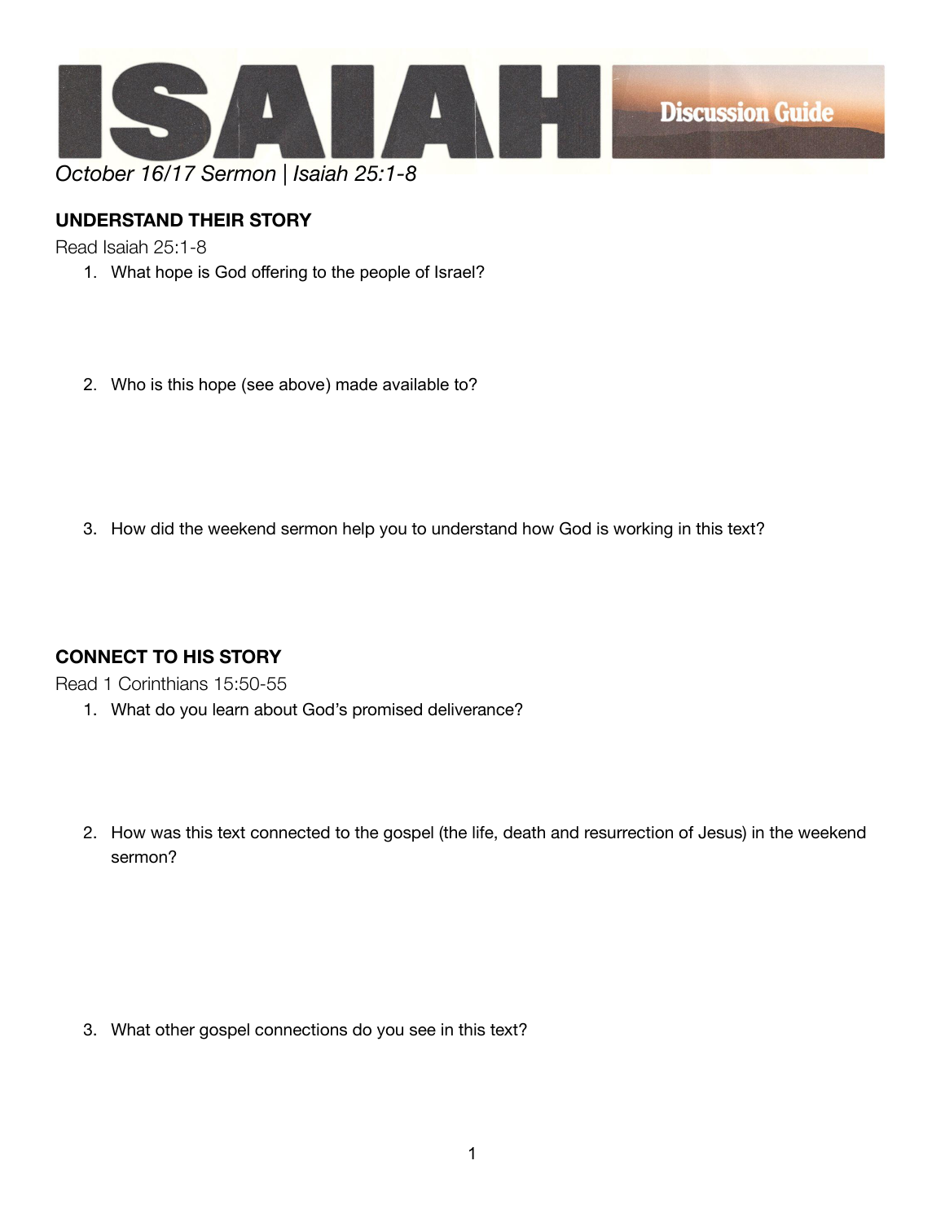# ISAIAH

Discussion Guide

*October 16/17 Sermon | Isaiah 25:1-8*

## UNDERSTAND THEIR STORY

Read Isaiah 25:1-8

1. What hope is God offering to the people of Israel?
2. Who is this hope (see above) made available to?
3. How did the weekend sermon help you to understand how God is working in this text?

## CONNECT TO HIS STORY

Read 1 Corinthians 15:50-55

1. What do you learn about God's promised deliverance?
2. How was this text connected to the gospel (the life, death and resurrection of Jesus) in the weekend sermon?
3. What other gospel connections do you see in this text?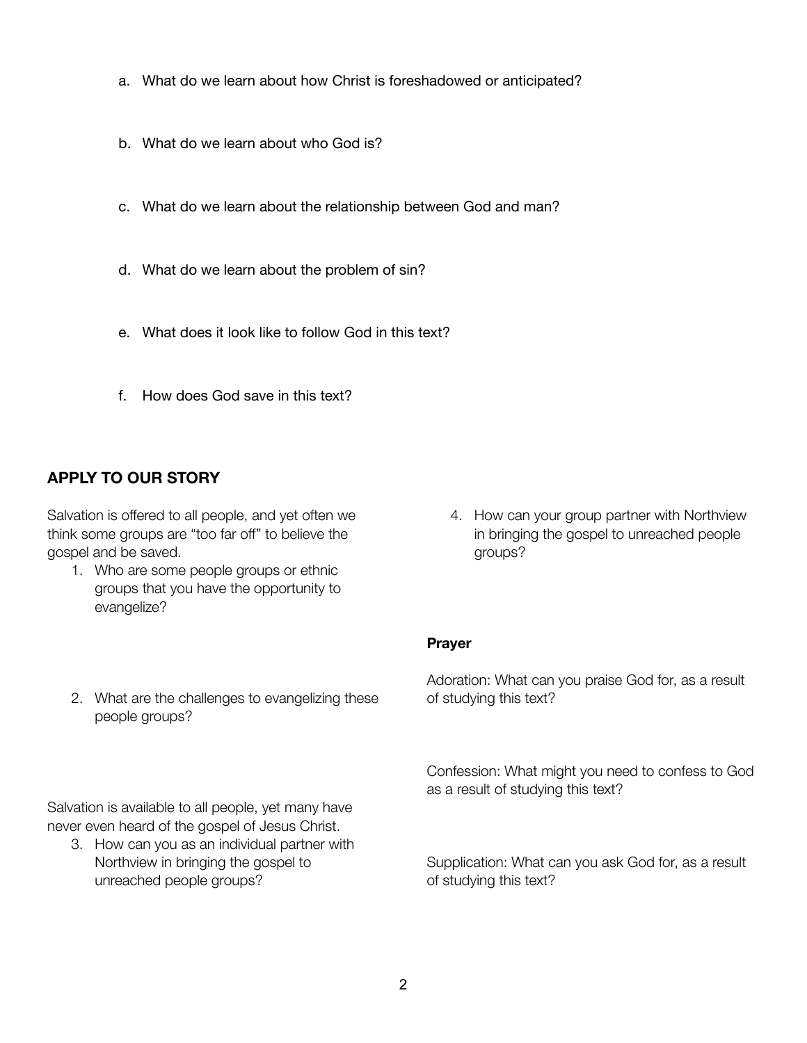a. What do we learn about how Christ is foreshadowed or anticipated?

b. What do we learn about who God is?

c. What do we learn about the relationship between God and man?

d. What do we learn about the problem of sin?

e. What does it look like to follow God in this text?

f. How does God save in this text?

## APPLY TO OUR STORY

Salvation is offered to all people, and yet often we think some groups are "too far off" to believe the gospel and be saved.

1. Who are some people groups or ethnic groups that you have the opportunity to evangelize?

2. What are the challenges to evangelizing these people groups?

Salvation is available to all people, yet many have never even heard of the gospel of Jesus Christ.

3. How can you as an individual partner with Northview in bringing the gospel to unreached people groups?

4. How can your group partner with Northview in bringing the gospel to unreached people groups?

**Prayer**

Adoration: What can you praise God for, as a result of studying this text?

Confession: What might you need to confess to God as a result of studying this text?

Supplication: What can you ask God for, as a result of studying this text?